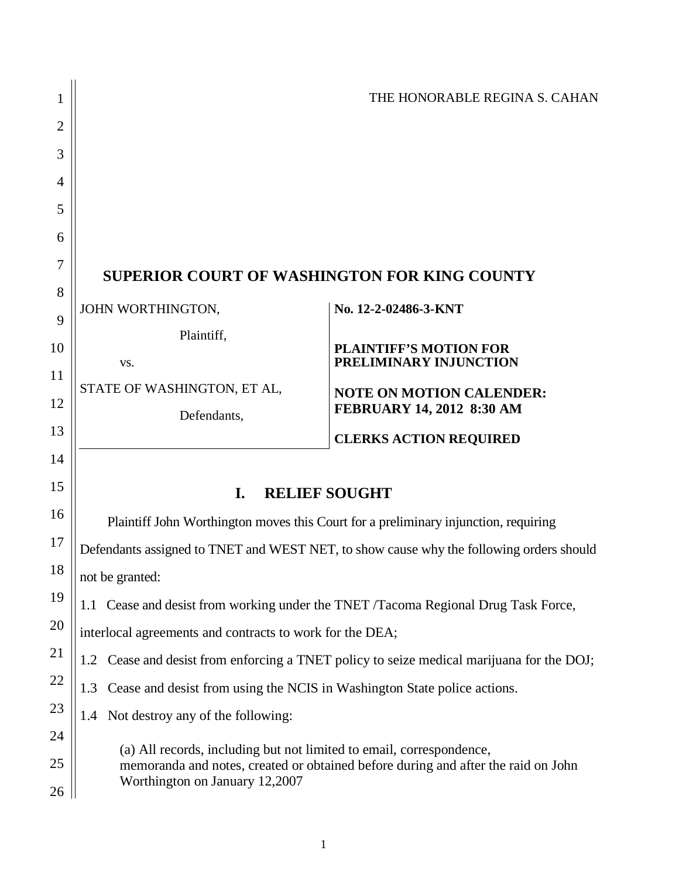THE HONORABLE REGINA S. CAHAN

## SUPERIOR COURT OF WASHINGTON FOR KING COUNTY

| | |
|---|---|
| JOHN WORTHINGTON,<br><br>Plaintiff,<br><br>vs.<br><br>STATE OF WASHINGTON, ET AL,<br><br>Defendants, | **No. 12-2-02486-3-KNT**<br><br>**PLAINTIFF'S MOTION FOR PRELIMINARY INJUNCTION**<br><br>**NOTE ON MOTION CALENDER: FEBRUARY 14, 2012 8:30 AM**<br><br>**CLERKS ACTION REQUIRED** |

## I. RELIEF SOUGHT

Plaintiff John Worthington moves this Court for a preliminary injunction, requiring Defendants assigned to TNET and WEST NET, to show cause why the following orders should not be granted:

1.1 Cease and desist from working under the TNET /Tacoma Regional Drug Task Force, interlocal agreements and contracts to work for the DEA;

1.2 Cease and desist from enforcing a TNET policy to seize medical marijuana for the DOJ;

1.3 Cease and desist from using the NCIS in Washington State police actions.

1.4 Not destroy any of the following:

(a) All records, including but not limited to email, correspondence, memoranda and notes, created or obtained before during and after the raid on John Worthington on January 12,2007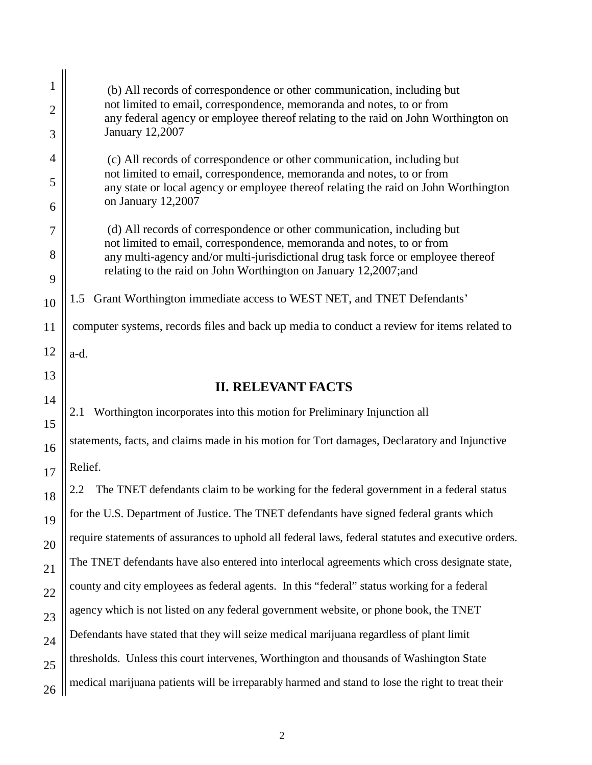(b) All records of correspondence or other communication, including but not limited to email, correspondence, memoranda and notes, to or from any federal agency or employee thereof relating to the raid on John Worthington on January 12,2007

(c) All records of correspondence or other communication, including but not limited to email, correspondence, memoranda and notes, to or from any state or local agency or employee thereof relating the raid on John Worthington on January 12,2007

(d) All records of correspondence or other communication, including but not limited to email, correspondence, memoranda and notes, to or from any multi-agency and/or multi-jurisdictional drug task force or employee thereof relating to the raid on John Worthington on January 12,2007;and

1.5 Grant Worthington immediate access to WEST NET, and TNET Defendants' computer systems, records files and back up media to conduct a review for items related to a-d.

## II. RELEVANT FACTS

2.1 Worthington incorporates into this motion for Preliminary Injunction all statements, facts, and claims made in his motion for Tort damages, Declaratory and Injunctive Relief.

2.2 The TNET defendants claim to be working for the federal government in a federal status for the U.S. Department of Justice. The TNET defendants have signed federal grants which require statements of assurances to uphold all federal laws, federal statutes and executive orders. The TNET defendants have also entered into interlocal agreements which cross designate state, county and city employees as federal agents. In this "federal" status working for a federal agency which is not listed on any federal government website, or phone book, the TNET Defendants have stated that they will seize medical marijuana regardless of plant limit thresholds. Unless this court intervenes, Worthington and thousands of Washington State medical marijuana patients will be irreparably harmed and stand to lose the right to treat their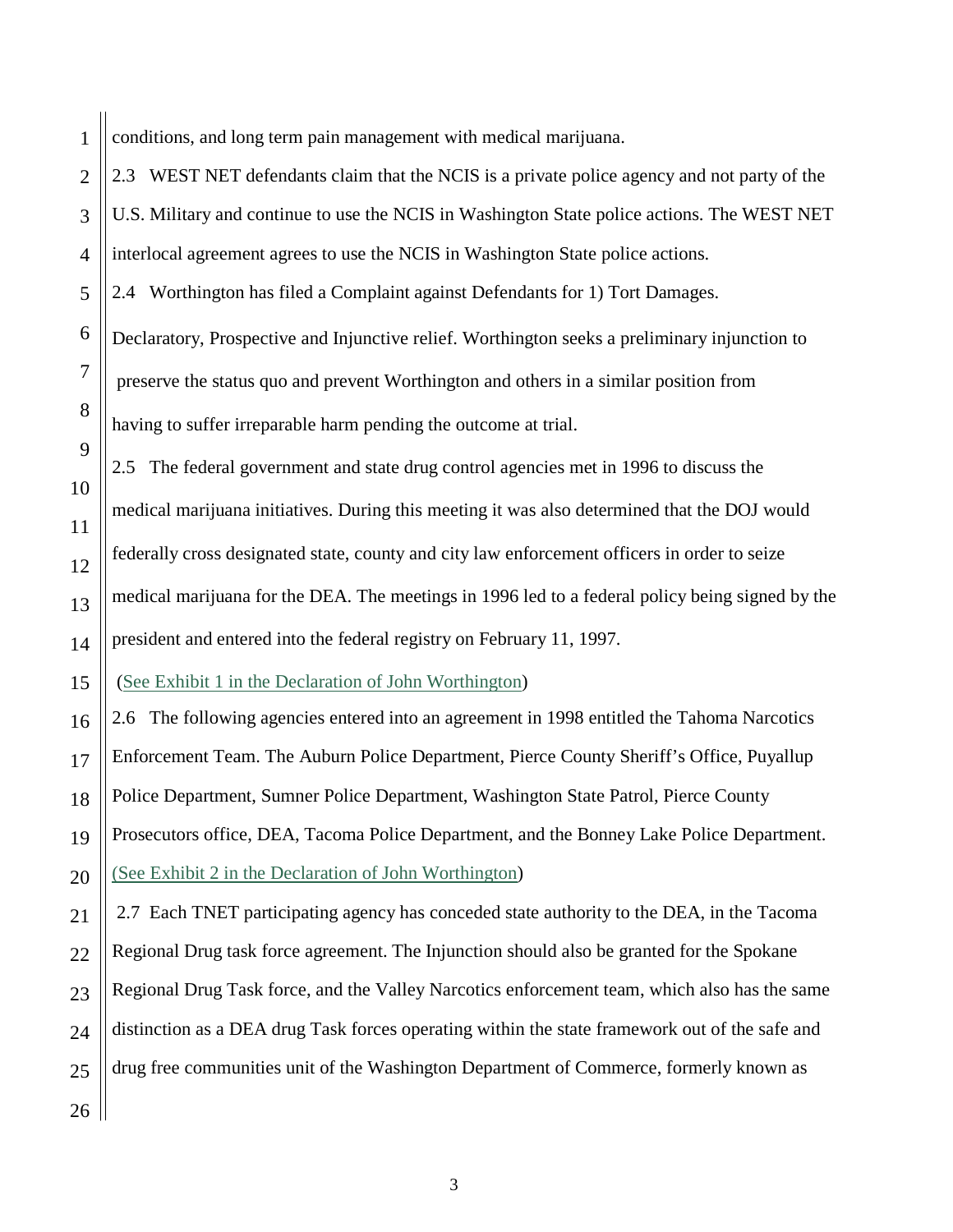conditions, and long term pain management with medical marijuana.

2.3 WEST NET defendants claim that the NCIS is a private police agency and not party of the U.S. Military and continue to use the NCIS in Washington State police actions. The WEST NET interlocal agreement agrees to use the NCIS in Washington State police actions.

2.4 Worthington has filed a Complaint against Defendants for 1) Tort Damages. Declaratory, Prospective and Injunctive relief. Worthington seeks a preliminary injunction to preserve the status quo and prevent Worthington and others in a similar position from having to suffer irreparable harm pending the outcome at trial.

2.5 The federal government and state drug control agencies met in 1996 to discuss the medical marijuana initiatives. During this meeting it was also determined that the DOJ would federally cross designated state, county and city law enforcement officers in order to seize medical marijuana for the DEA. The meetings in 1996 led to a federal policy being signed by the president and entered into the federal registry on February 11, 1997.

(See Exhibit 1 in the Declaration of John Worthington)

2.6 The following agencies entered into an agreement in 1998 entitled the Tahoma Narcotics Enforcement Team. The Auburn Police Department, Pierce County Sheriff's Office, Puyallup Police Department, Sumner Police Department, Washington State Patrol, Pierce County Prosecutors office, DEA, Tacoma Police Department, and the Bonney Lake Police Department. (See Exhibit 2 in the Declaration of John Worthington)

2.7 Each TNET participating agency has conceded state authority to the DEA, in the Tacoma Regional Drug task force agreement. The Injunction should also be granted for the Spokane Regional Drug Task force, and the Valley Narcotics enforcement team, which also has the same distinction as a DEA drug Task forces operating within the state framework out of the safe and drug free communities unit of the Washington Department of Commerce, formerly known as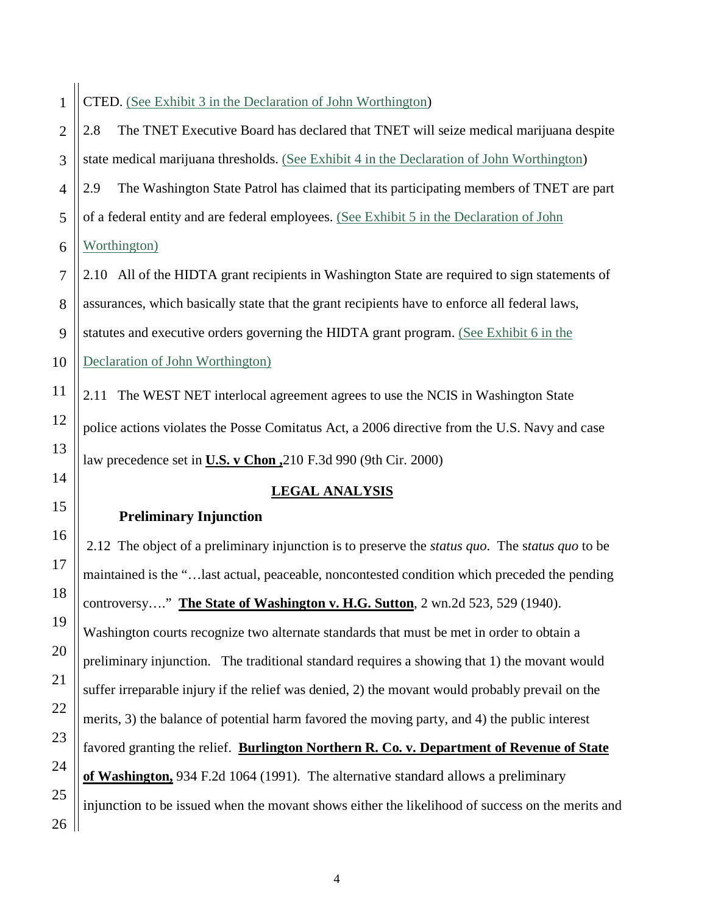CTED. (See Exhibit 3 in the Declaration of John Worthington)

2.8 The TNET Executive Board has declared that TNET will seize medical marijuana despite state medical marijuana thresholds. (See Exhibit 4 in the Declaration of John Worthington)

2.9 The Washington State Patrol has claimed that its participating members of TNET are part of a federal entity and are federal employees. (See Exhibit 5 in the Declaration of John Worthington)

2.10 All of the HIDTA grant recipients in Washington State are required to sign statements of assurances, which basically state that the grant recipients have to enforce all federal laws, statutes and executive orders governing the HIDTA grant program. (See Exhibit 6 in the Declaration of John Worthington)

2.11 The WEST NET interlocal agreement agrees to use the NCIS in Washington State police actions violates the Posse Comitatus Act, a 2006 directive from the U.S. Navy and case law precedence set in **U.S. v Chon ,**210 F.3d 990 (9th Cir. 2000)

## LEGAL ANALYSIS

### Preliminary Injunction

2.12 The object of a preliminary injunction is to preserve the *status quo*. The s*tatus quo* to be maintained is the "…last actual, peaceable, noncontested condition which preceded the pending controversy…." **The State of Washington v. H.G. Sutton**, 2 wn.2d 523, 529 (1940). Washington courts recognize two alternate standards that must be met in order to obtain a preliminary injunction. The traditional standard requires a showing that 1) the movant would suffer irreparable injury if the relief was denied, 2) the movant would probably prevail on the merits, 3) the balance of potential harm favored the moving party, and 4) the public interest favored granting the relief. **Burlington Northern R. Co. v. Department of Revenue of State of Washington,** 934 F.2d 1064 (1991). The alternative standard allows a preliminary injunction to be issued when the movant shows either the likelihood of success on the merits and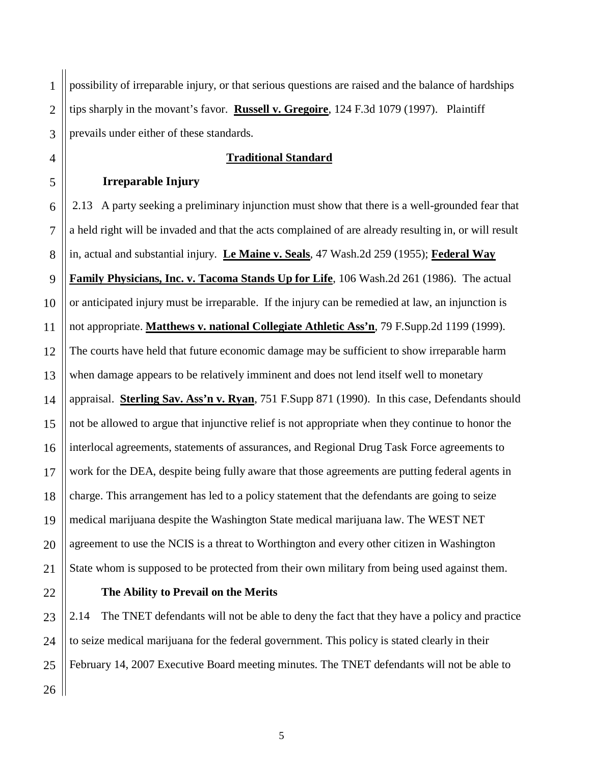possibility of irreparable injury, or that serious questions are raised and the balance of hardships tips sharply in the movant's favor. **Russell v. Gregoire**, 124 F.3d 1079 (1997). Plaintiff prevails under either of these standards.

**Traditional Standard**

**Irreparable Injury**

2.13 A party seeking a preliminary injunction must show that there is a well-grounded fear that a held right will be invaded and that the acts complained of are already resulting in, or will result in, actual and substantial injury. **Le Maine v. Seals**, 47 Wash.2d 259 (1955); **Federal Way Family Physicians, Inc. v. Tacoma Stands Up for Life**, 106 Wash.2d 261 (1986). The actual or anticipated injury must be irreparable. If the injury can be remedied at law, an injunction is not appropriate. **Matthews v. national Collegiate Athletic Ass'n**, 79 F.Supp.2d 1199 (1999). The courts have held that future economic damage may be sufficient to show irreparable harm when damage appears to be relatively imminent and does not lend itself well to monetary appraisal. **Sterling Sav. Ass'n v. Ryan**, 751 F.Supp 871 (1990). In this case, Defendants should not be allowed to argue that injunctive relief is not appropriate when they continue to honor the interlocal agreements, statements of assurances, and Regional Drug Task Force agreements to work for the DEA, despite being fully aware that those agreements are putting federal agents in charge. This arrangement has led to a policy statement that the defendants are going to seize medical marijuana despite the Washington State medical marijuana law. The WEST NET agreement to use the NCIS is a threat to Worthington and every other citizen in Washington State whom is supposed to be protected from their own military from being used against them.

**The Ability to Prevail on the Merits**

2.14 The TNET defendants will not be able to deny the fact that they have a policy and practice to seize medical marijuana for the federal government. This policy is stated clearly in their February 14, 2007 Executive Board meeting minutes. The TNET defendants will not be able to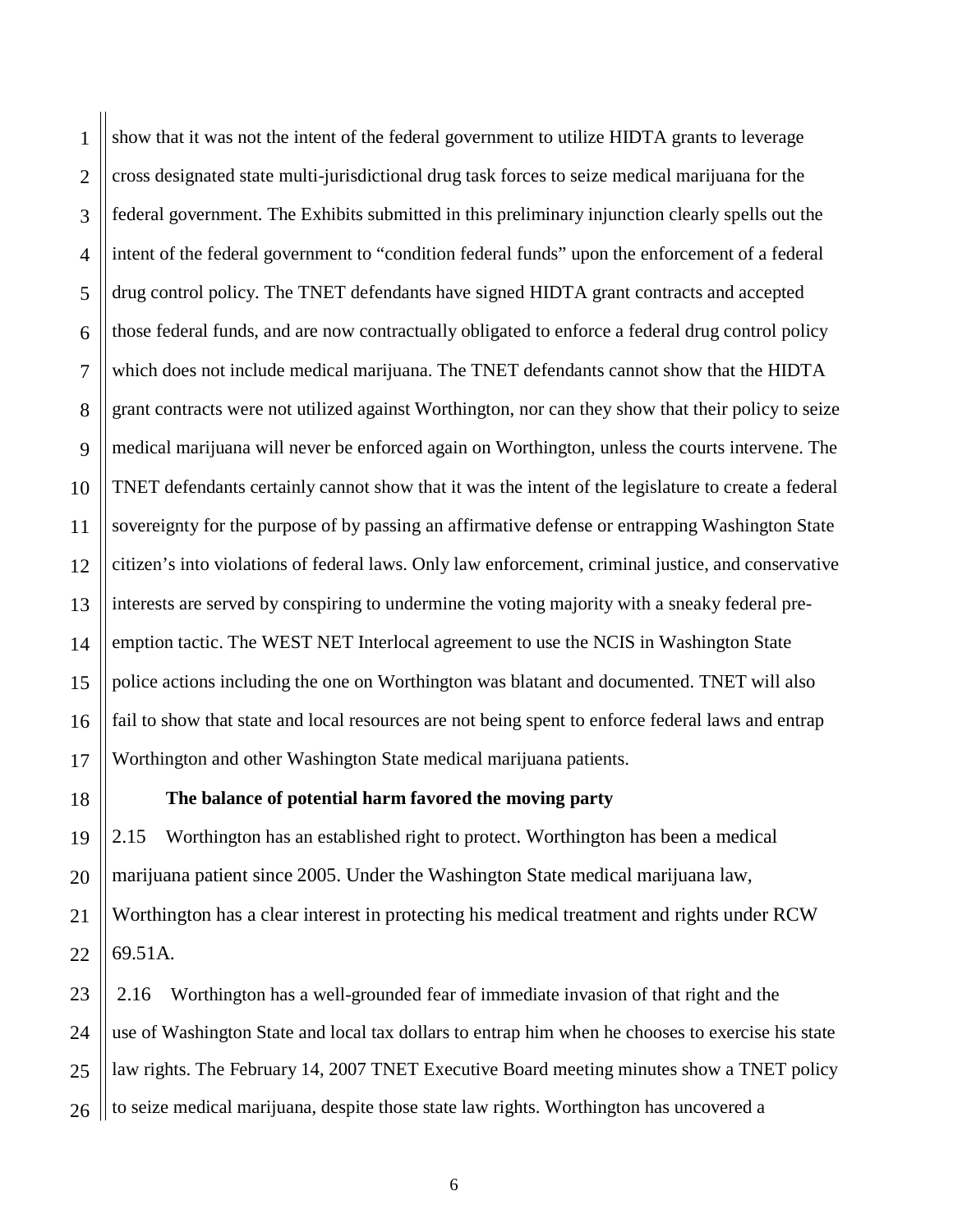show that it was not the intent of the federal government to utilize HIDTA grants to leverage cross designated state multi-jurisdictional drug task forces to seize medical marijuana for the federal government. The Exhibits submitted in this preliminary injunction clearly spells out the intent of the federal government to "condition federal funds" upon the enforcement of a federal drug control policy. The TNET defendants have signed HIDTA grant contracts and accepted those federal funds, and are now contractually obligated to enforce a federal drug control policy which does not include medical marijuana. The TNET defendants cannot show that the HIDTA grant contracts were not utilized against Worthington, nor can they show that their policy to seize medical marijuana will never be enforced again on Worthington, unless the courts intervene. The TNET defendants certainly cannot show that it was the intent of the legislature to create a federal sovereignty for the purpose of by passing an affirmative defense or entrapping Washington State citizen's into violations of federal laws. Only law enforcement, criminal justice, and conservative interests are served by conspiring to undermine the voting majority with a sneaky federal pre-emption tactic. The WEST NET Interlocal agreement to use the NCIS in Washington State police actions including the one on Worthington was blatant and documented. TNET will also fail to show that state and local resources are not being spent to enforce federal laws and entrap Worthington and other Washington State medical marijuana patients.

**The balance of potential harm favored the moving party**

2.15 Worthington has an established right to protect. Worthington has been a medical marijuana patient since 2005. Under the Washington State medical marijuana law, Worthington has a clear interest in protecting his medical treatment and rights under RCW 69.51A.

2.16 Worthington has a well-grounded fear of immediate invasion of that right and the use of Washington State and local tax dollars to entrap him when he chooses to exercise his state law rights. The February 14, 2007 TNET Executive Board meeting minutes show a TNET policy to seize medical marijuana, despite those state law rights. Worthington has uncovered a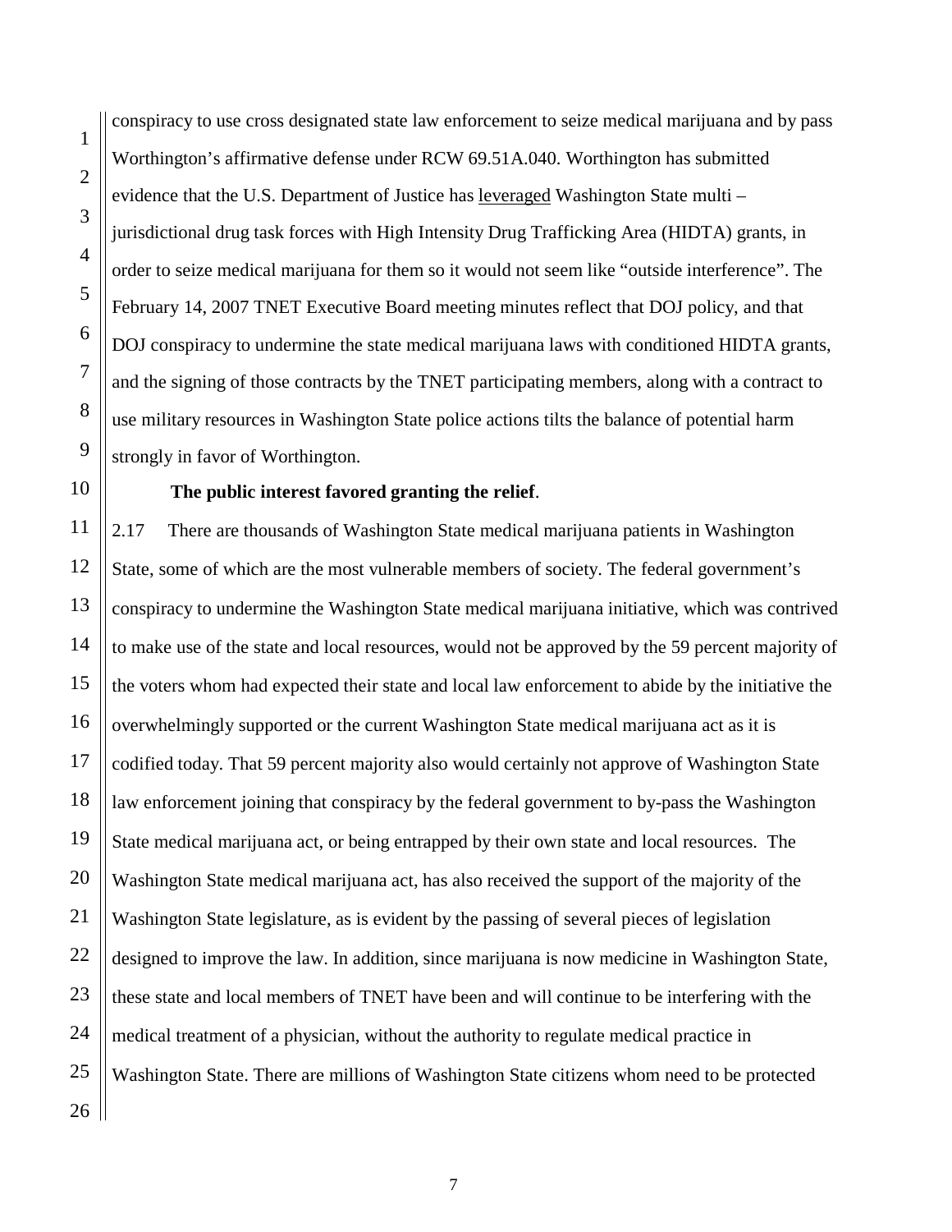conspiracy to use cross designated state law enforcement to seize medical marijuana and by pass Worthington's affirmative defense under RCW 69.51A.040. Worthington has submitted evidence that the U.S. Department of Justice has leveraged Washington State multi – jurisdictional drug task forces with High Intensity Drug Trafficking Area (HIDTA) grants, in order to seize medical marijuana for them so it would not seem like "outside interference". The February 14, 2007 TNET Executive Board meeting minutes reflect that DOJ policy, and that DOJ conspiracy to undermine the state medical marijuana laws with conditioned HIDTA grants, and the signing of those contracts by the TNET participating members, along with a contract to use military resources in Washington State police actions tilts the balance of potential harm strongly in favor of Worthington.

**The public interest favored granting the relief**.

2.17 There are thousands of Washington State medical marijuana patients in Washington State, some of which are the most vulnerable members of society. The federal government's conspiracy to undermine the Washington State medical marijuana initiative, which was contrived to make use of the state and local resources, would not be approved by the 59 percent majority of the voters whom had expected their state and local law enforcement to abide by the initiative the overwhelmingly supported or the current Washington State medical marijuana act as it is codified today. That 59 percent majority also would certainly not approve of Washington State law enforcement joining that conspiracy by the federal government to by-pass the Washington State medical marijuana act, or being entrapped by their own state and local resources. The Washington State medical marijuana act, has also received the support of the majority of the Washington State legislature, as is evident by the passing of several pieces of legislation designed to improve the law. In addition, since marijuana is now medicine in Washington State, these state and local members of TNET have been and will continue to be interfering with the medical treatment of a physician, without the authority to regulate medical practice in Washington State. There are millions of Washington State citizens whom need to be protected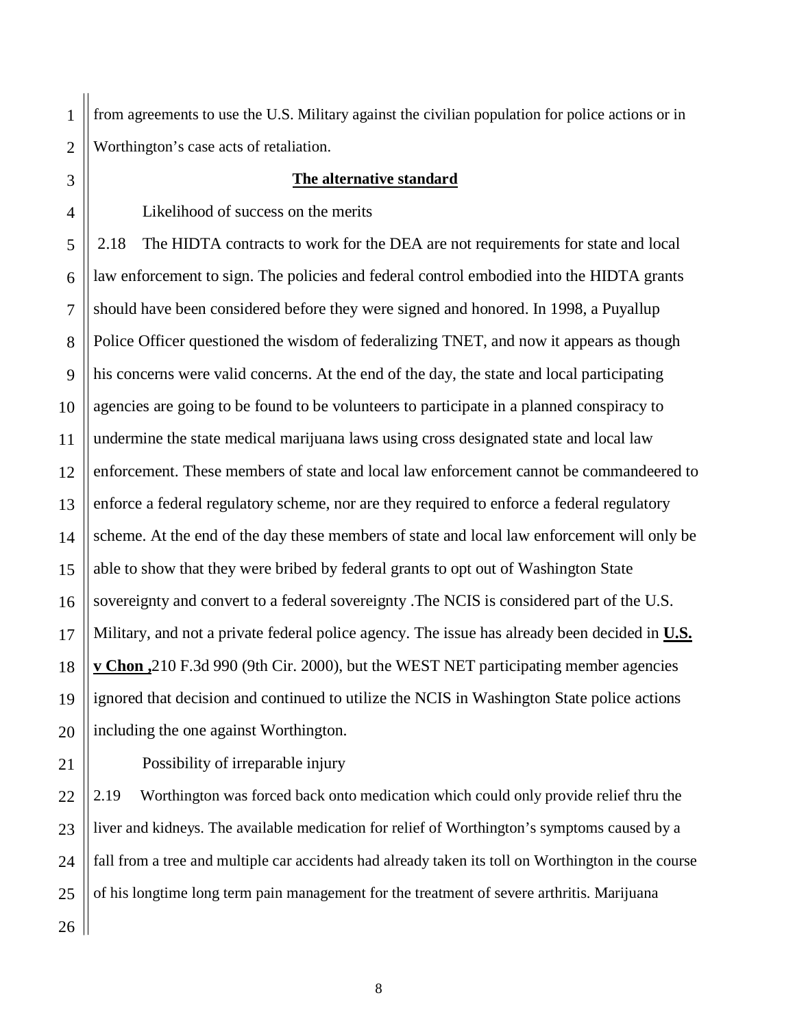from agreements to use the U.S. Military against the civilian population for police actions or in Worthington's case acts of retaliation.

**The alternative standard**

Likelihood of success on the merits

2.18 The HIDTA contracts to work for the DEA are not requirements for state and local law enforcement to sign. The policies and federal control embodied into the HIDTA grants should have been considered before they were signed and honored. In 1998, a Puyallup Police Officer questioned the wisdom of federalizing TNET, and now it appears as though his concerns were valid concerns. At the end of the day, the state and local participating agencies are going to be found to be volunteers to participate in a planned conspiracy to undermine the state medical marijuana laws using cross designated state and local law enforcement. These members of state and local law enforcement cannot be commandeered to enforce a federal regulatory scheme, nor are they required to enforce a federal regulatory scheme. At the end of the day these members of state and local law enforcement will only be able to show that they were bribed by federal grants to opt out of Washington State sovereignty and convert to a federal sovereignty .The NCIS is considered part of the U.S. Military, and not a private federal police agency. The issue has already been decided in **U.S. v Chon ,**210 F.3d 990 (9th Cir. 2000), but the WEST NET participating member agencies ignored that decision and continued to utilize the NCIS in Washington State police actions including the one against Worthington.

Possibility of irreparable injury

2.19 Worthington was forced back onto medication which could only provide relief thru the liver and kidneys. The available medication for relief of Worthington's symptoms caused by a fall from a tree and multiple car accidents had already taken its toll on Worthington in the course of his longtime long term pain management for the treatment of severe arthritis. Marijuana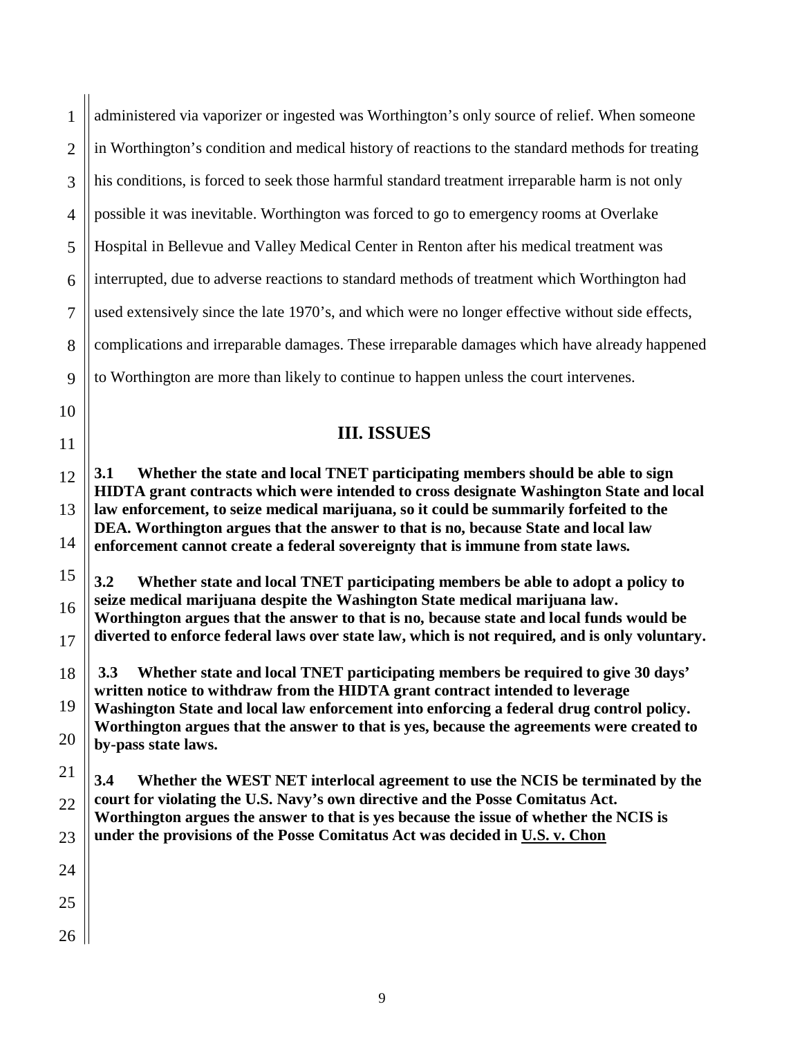administered via vaporizer or ingested was Worthington's only source of relief. When someone in Worthington's condition and medical history of reactions to the standard methods for treating his conditions, is forced to seek those harmful standard treatment irreparable harm is not only possible it was inevitable. Worthington was forced to go to emergency rooms at Overlake Hospital in Bellevue and Valley Medical Center in Renton after his medical treatment was interrupted, due to adverse reactions to standard methods of treatment which Worthington had used extensively since the late 1970's, and which were no longer effective without side effects, complications and irreparable damages. These irreparable damages which have already happened to Worthington are more than likely to continue to happen unless the court intervenes.

## III. ISSUES

**3.1 Whether the state and local TNET participating members should be able to sign HIDTA grant contracts which were intended to cross designate Washington State and local law enforcement, to seize medical marijuana, so it could be summarily forfeited to the DEA. Worthington argues that the answer to that is no, because State and local law enforcement cannot create a federal sovereignty that is immune from state laws.**

**3.2 Whether state and local TNET participating members be able to adopt a policy to seize medical marijuana despite the Washington State medical marijuana law. Worthington argues that the answer to that is no, because state and local funds would be diverted to enforce federal laws over state law, which is not required, and is only voluntary.**

**3.3 Whether state and local TNET participating members be required to give 30 days' written notice to withdraw from the HIDTA grant contract intended to leverage Washington State and local law enforcement into enforcing a federal drug control policy. Worthington argues that the answer to that is yes, because the agreements were created to by-pass state laws.**

**3.4 Whether the WEST NET interlocal agreement to use the NCIS be terminated by the court for violating the U.S. Navy's own directive and the Posse Comitatus Act. Worthington argues the answer to that is yes because the issue of whether the NCIS is under the provisions of the Posse Comitatus Act was decided in <u>U.S. v. Chon</u>**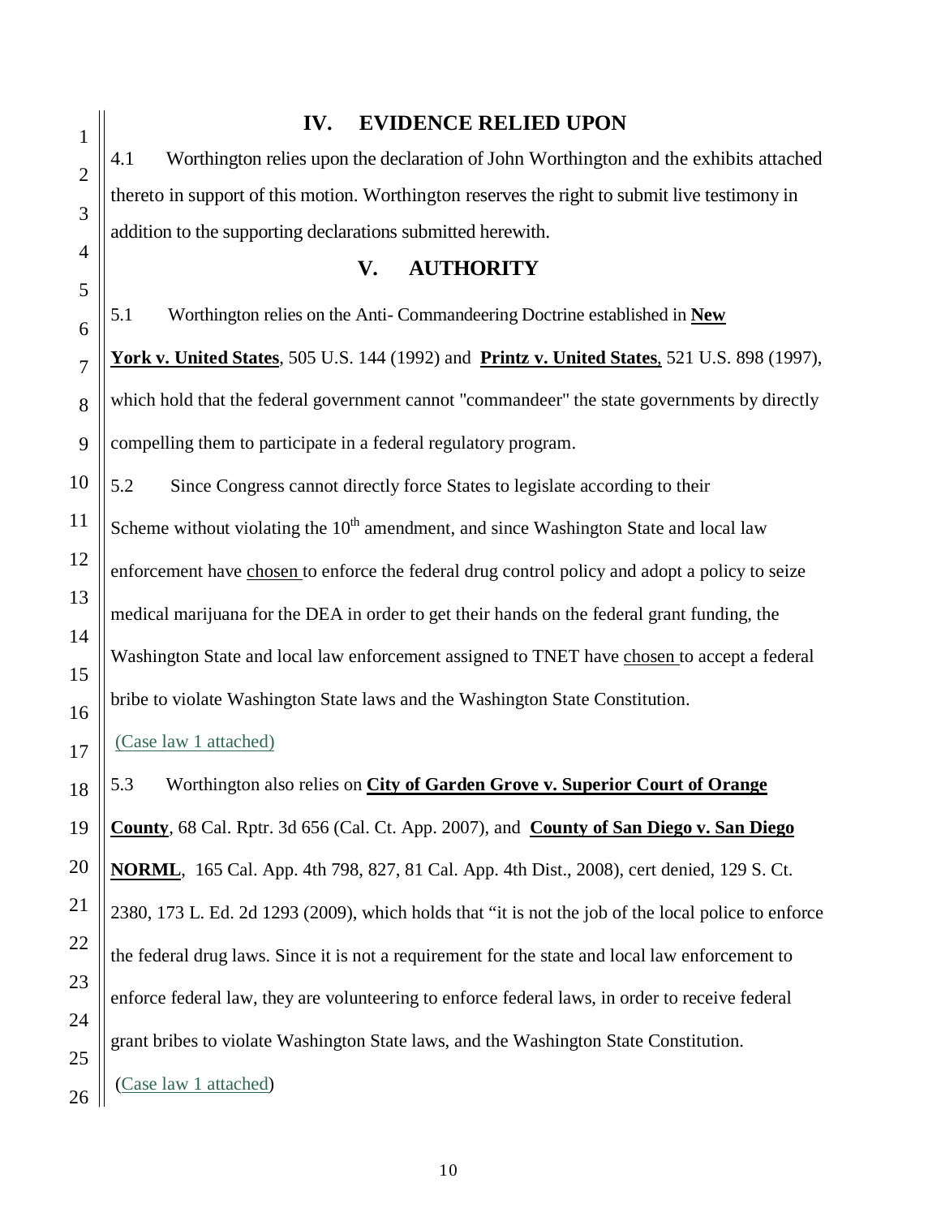## IV. EVIDENCE RELIED UPON

4.1 Worthington relies upon the declaration of John Worthington and the exhibits attached thereto in support of this motion. Worthington reserves the right to submit live testimony in addition to the supporting declarations submitted herewith.

## V. AUTHORITY

5.1 Worthington relies on the Anti- Commandeering Doctrine established in **New York v. United States**, 505 U.S. 144 (1992) and **Printz v. United States**, 521 U.S. 898 (1997), which hold that the federal government cannot "commandeer" the state governments by directly compelling them to participate in a federal regulatory program.

5.2 Since Congress cannot directly force States to legislate according to their Scheme without violating the 10th amendment, and since Washington State and local law enforcement have chosen to enforce the federal drug control policy and adopt a policy to seize medical marijuana for the DEA in order to get their hands on the federal grant funding, the Washington State and local law enforcement assigned to TNET have chosen to accept a federal bribe to violate Washington State laws and the Washington State Constitution.

(Case law 1 attached)

5.3 Worthington also relies on **City of Garden Grove v. Superior Court of Orange County**, 68 Cal. Rptr. 3d 656 (Cal. Ct. App. 2007), and **County of San Diego v. San Diego NORML**, 165 Cal. App. 4th 798, 827, 81 Cal. App. 4th Dist., 2008), cert denied, 129 S. Ct. 2380, 173 L. Ed. 2d 1293 (2009), which holds that "it is not the job of the local police to enforce the federal drug laws. Since it is not a requirement for the state and local law enforcement to enforce federal law, they are volunteering to enforce federal laws, in order to receive federal grant bribes to violate Washington State laws, and the Washington State Constitution.

(Case law 1 attached)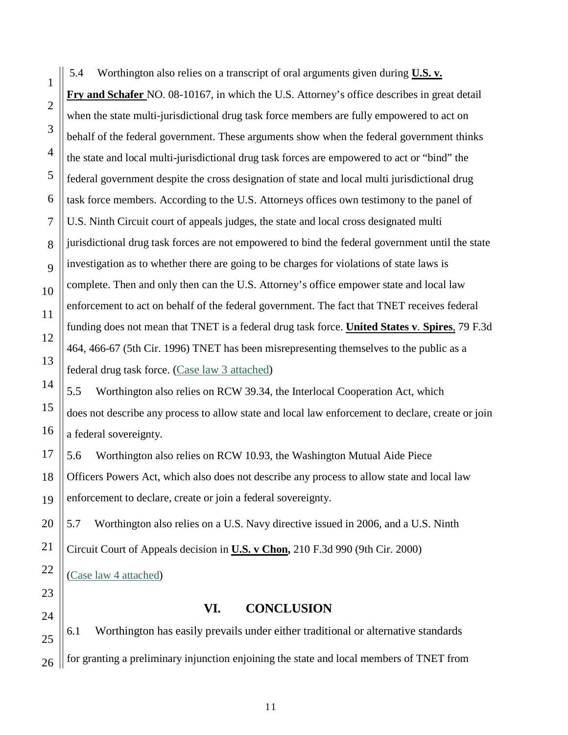5.4 Worthington also relies on a transcript of oral arguments given during **U.S. v. Fry and Schafer** NO. 08-10167, in which the U.S. Attorney's office describes in great detail when the state multi-jurisdictional drug task force members are fully empowered to act on behalf of the federal government. These arguments show when the federal government thinks the state and local multi-jurisdictional drug task forces are empowered to act or "bind" the federal government despite the cross designation of state and local multi jurisdictional drug task force members. According to the U.S. Attorneys offices own testimony to the panel of U.S. Ninth Circuit court of appeals judges, the state and local cross designated multi jurisdictional drug task forces are not empowered to bind the federal government until the state investigation as to whether there are going to be charges for violations of state laws is complete. Then and only then can the U.S. Attorney's office empower state and local law enforcement to act on behalf of the federal government. The fact that TNET receives federal funding does not mean that TNET is a federal drug task force. **United States v. Spires**, 79 F.3d 464, 466-67 (5th Cir. 1996) TNET has been misrepresenting themselves to the public as a federal drug task force. (Case law 3 attached)

5.5 Worthington also relies on RCW 39.34, the Interlocal Cooperation Act, which does not describe any process to allow state and local law enforcement to declare, create or join a federal sovereignty.

5.6 Worthington also relies on RCW 10.93, the Washington Mutual Aide Piece Officers Powers Act, which also does not describe any process to allow state and local law enforcement to declare, create or join a federal sovereignty.

5.7 Worthington also relies on a U.S. Navy directive issued in 2006, and a U.S. Ninth Circuit Court of Appeals decision in **U.S. v Chon,** 210 F.3d 990 (9th Cir. 2000) (Case law 4 attached)

## VI. CONCLUSION

6.1 Worthington has easily prevails under either traditional or alternative standards for granting a preliminary injunction enjoining the state and local members of TNET from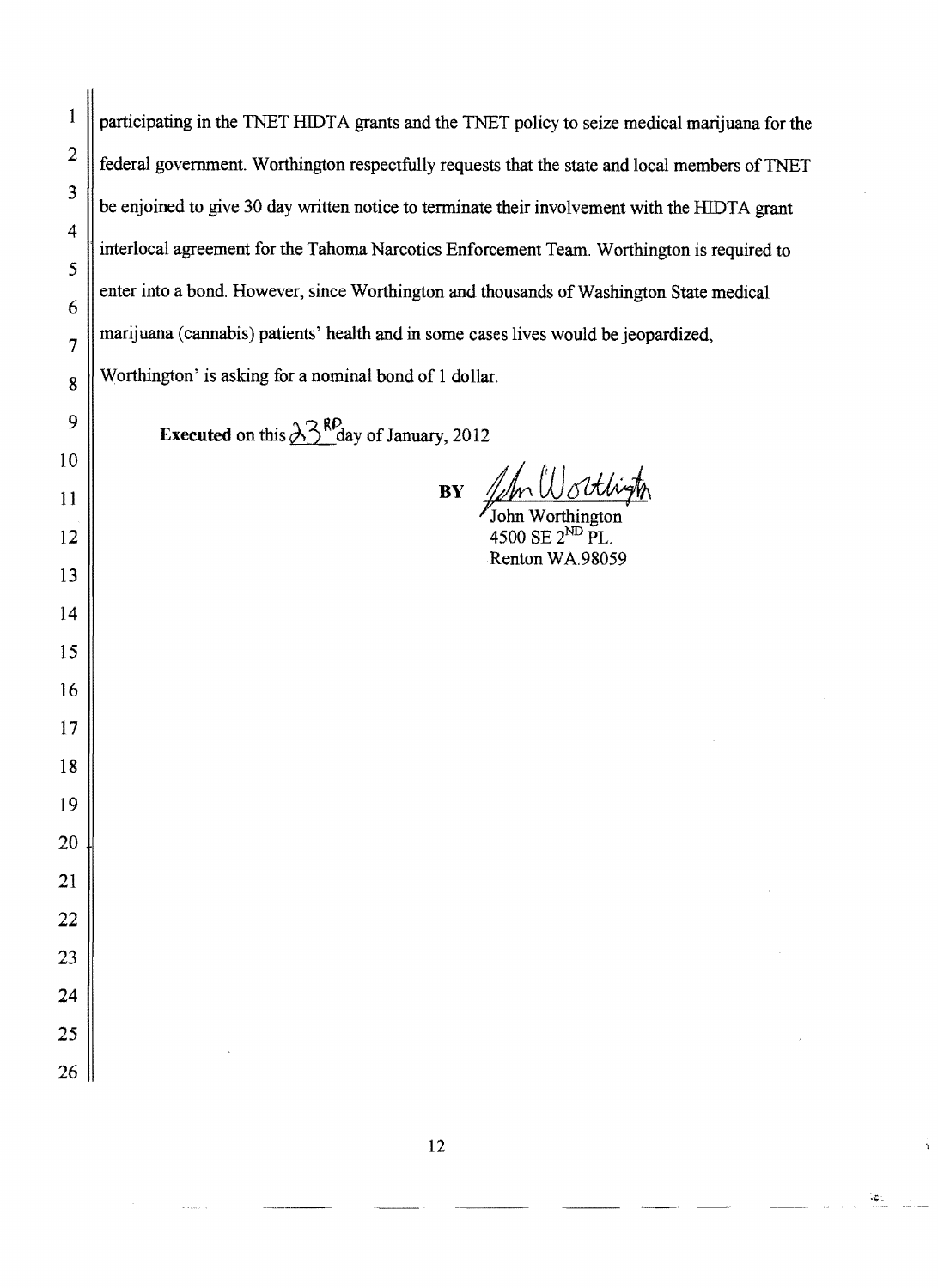participating in the TNET HIDTA grants and the TNET policy to seize medical marijuana for the federal government. Worthington respectfully requests that the state and local members of TNET be enjoined to give 30 day written notice to terminate their involvement with the HIDTA grant interlocal agreement for the Tahoma Narcotics Enforcement Team. Worthington is required to enter into a bond. However, since Worthington and thousands of Washington State medical marijuana (cannabis) patients' health and in some cases lives would be jeopardized, Worthington' is asking for a nominal bond of 1 dollar.

**Executed** on this 23[RD] day of January, 2012

BY John Worthington
John Worthington
4500 SE 2[ND] PL.
Renton WA 98059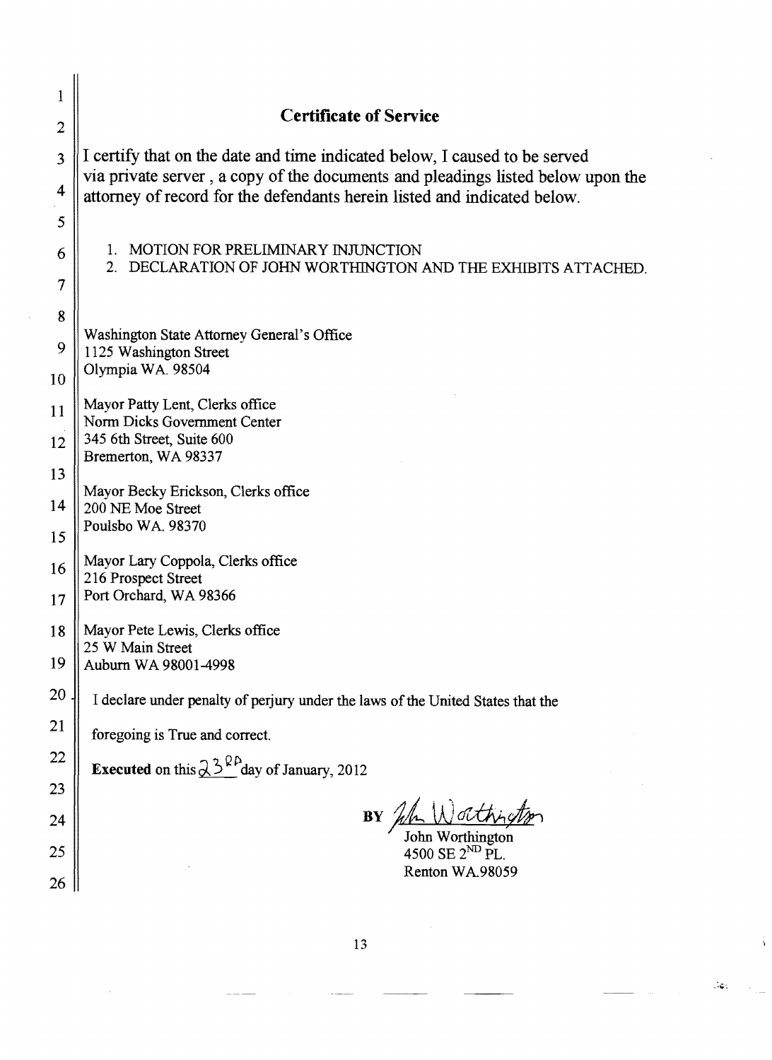## Certificate of Service

I certify that on the date and time indicated below, I caused to be served via private server , a copy of the documents and pleadings listed below upon the attorney of record for the defendants herein listed and indicated below.

1. MOTION FOR PRELIMINARY INJUNCTION
2. DECLARATION OF JOHN WORTHINGTON AND THE EXHIBITS ATTACHED.

Washington State Attorney General's Office
1125 Washington Street
Olympia WA. 98504

Mayor Patty Lent, Clerks office
Norm Dicks Government Center
345 6th Street, Suite 600
Bremerton, WA 98337

Mayor Becky Erickson, Clerks office
200 NE Moe Street
Poulsbo WA. 98370

Mayor Lary Coppola, Clerks office
216 Prospect Street
Port Orchard, WA 98366

Mayor Pete Lewis, Clerks office
25 W Main Street
Auburn WA 98001-4998

I declare under penalty of perjury under the laws of the United States that the foregoing is True and correct.

**Executed** on this 23RD day of January, 2012

BY John Worthington

John Worthington
4500 SE 2ND PL.
Renton WA.98059